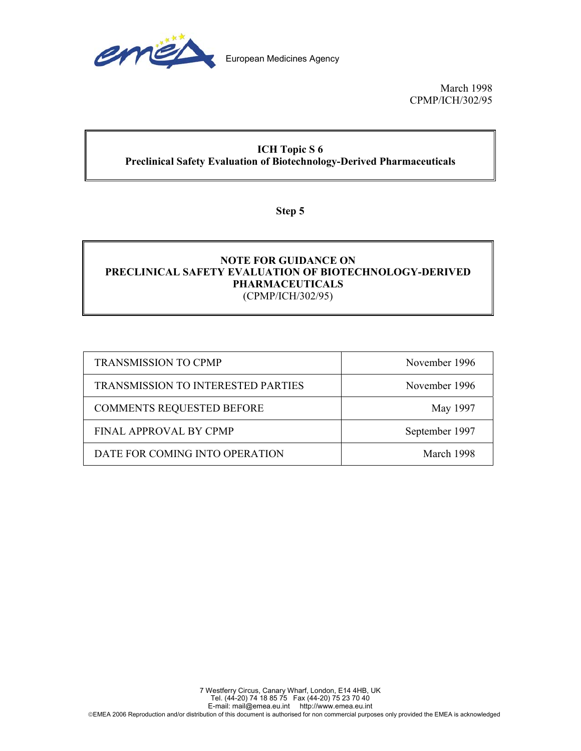European Medicines Agency

March 1998
CPMP/ICH/302/95

**ICH Topic S 6**
**Preclinical Safety Evaluation of Biotechnology-Derived Pharmaceuticals**

**Step 5**

# NOTE FOR GUIDANCE ON PRECLINICAL SAFETY EVALUATION OF BIOTECHNOLOGY-DERIVED PHARMACEUTICALS
(CPMP/ICH/302/95)

| | |
|---|---|
| TRANSMISSION TO CPMP | November 1996 |
| TRANSMISSION TO INTERESTED PARTIES | November 1996 |
| COMMENTS REQUESTED BEFORE | May 1997 |
| FINAL APPROVAL BY CPMP | September 1997 |
| DATE FOR COMING INTO OPERATION | March 1998 |

7 Westferry Circus, Canary Wharf, London, E14 4HB, UK
Tel. (44-20) 74 18 85 75 Fax (44-20) 75 23 70 40
E-mail: mail@emea.eu.int http://www.emea.eu.int
©EMEA 2006 Reproduction and/or distribution of this document is authorised for non commercial purposes only provided the EMEA is acknowledged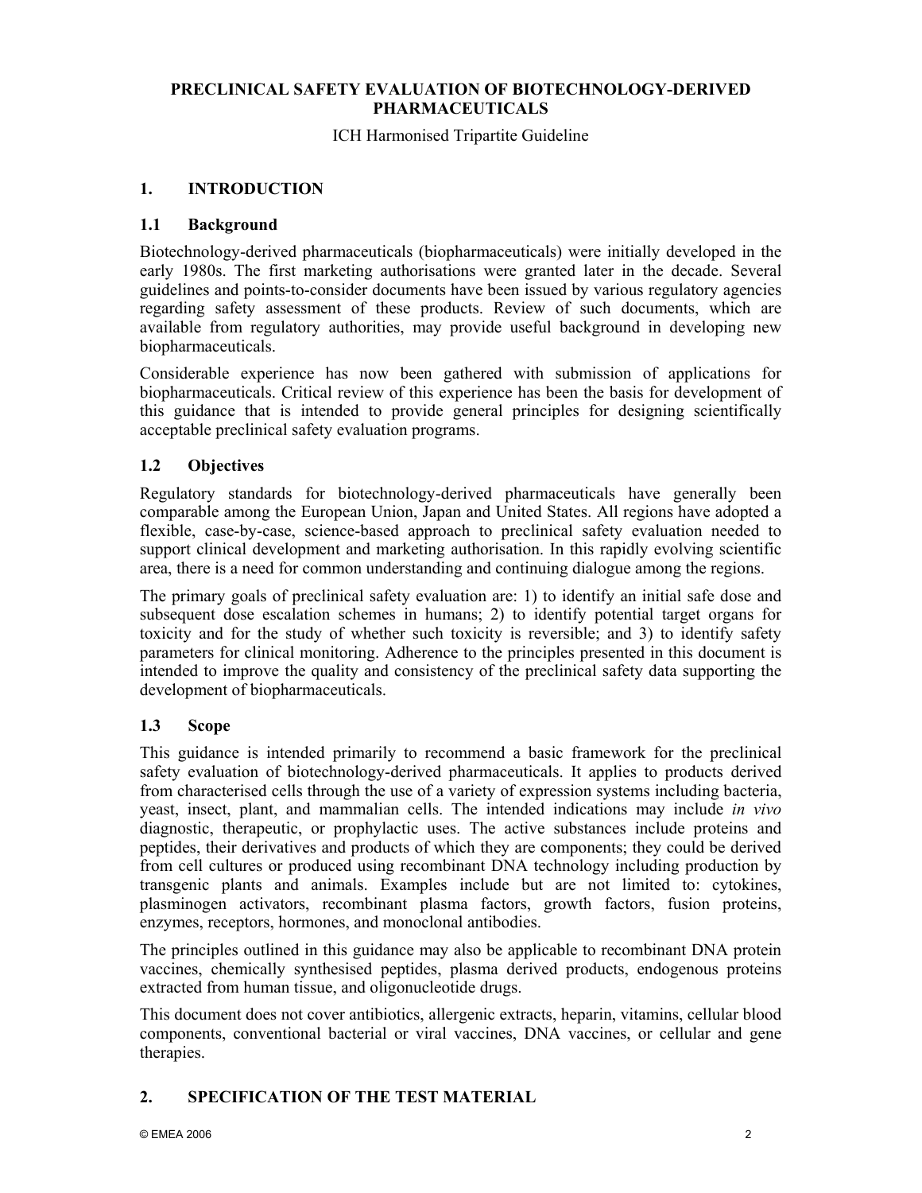**PRECLINICAL SAFETY EVALUATION OF BIOTECHNOLOGY-DERIVED PHARMACEUTICALS**

ICH Harmonised Tripartite Guideline

## 1. INTRODUCTION

### 1.1 Background

Biotechnology-derived pharmaceuticals (biopharmaceuticals) were initially developed in the early 1980s. The first marketing authorisations were granted later in the decade. Several guidelines and points-to-consider documents have been issued by various regulatory agencies regarding safety assessment of these products. Review of such documents, which are available from regulatory authorities, may provide useful background in developing new biopharmaceuticals.

Considerable experience has now been gathered with submission of applications for biopharmaceuticals. Critical review of this experience has been the basis for development of this guidance that is intended to provide general principles for designing scientifically acceptable preclinical safety evaluation programs.

### 1.2 Objectives

Regulatory standards for biotechnology-derived pharmaceuticals have generally been comparable among the European Union, Japan and United States. All regions have adopted a flexible, case-by-case, science-based approach to preclinical safety evaluation needed to support clinical development and marketing authorisation. In this rapidly evolving scientific area, there is a need for common understanding and continuing dialogue among the regions.

The primary goals of preclinical safety evaluation are: 1) to identify an initial safe dose and subsequent dose escalation schemes in humans; 2) to identify potential target organs for toxicity and for the study of whether such toxicity is reversible; and 3) to identify safety parameters for clinical monitoring. Adherence to the principles presented in this document is intended to improve the quality and consistency of the preclinical safety data supporting the development of biopharmaceuticals.

### 1.3 Scope

This guidance is intended primarily to recommend a basic framework for the preclinical safety evaluation of biotechnology-derived pharmaceuticals. It applies to products derived from characterised cells through the use of a variety of expression systems including bacteria, yeast, insect, plant, and mammalian cells. The intended indications may include *in vivo* diagnostic, therapeutic, or prophylactic uses. The active substances include proteins and peptides, their derivatives and products of which they are components; they could be derived from cell cultures or produced using recombinant DNA technology including production by transgenic plants and animals. Examples include but are not limited to: cytokines, plasminogen activators, recombinant plasma factors, growth factors, fusion proteins, enzymes, receptors, hormones, and monoclonal antibodies.

The principles outlined in this guidance may also be applicable to recombinant DNA protein vaccines, chemically synthesised peptides, plasma derived products, endogenous proteins extracted from human tissue, and oligonucleotide drugs.

This document does not cover antibiotics, allergenic extracts, heparin, vitamins, cellular blood components, conventional bacterial or viral vaccines, DNA vaccines, or cellular and gene therapies.

## 2. SPECIFICATION OF THE TEST MATERIAL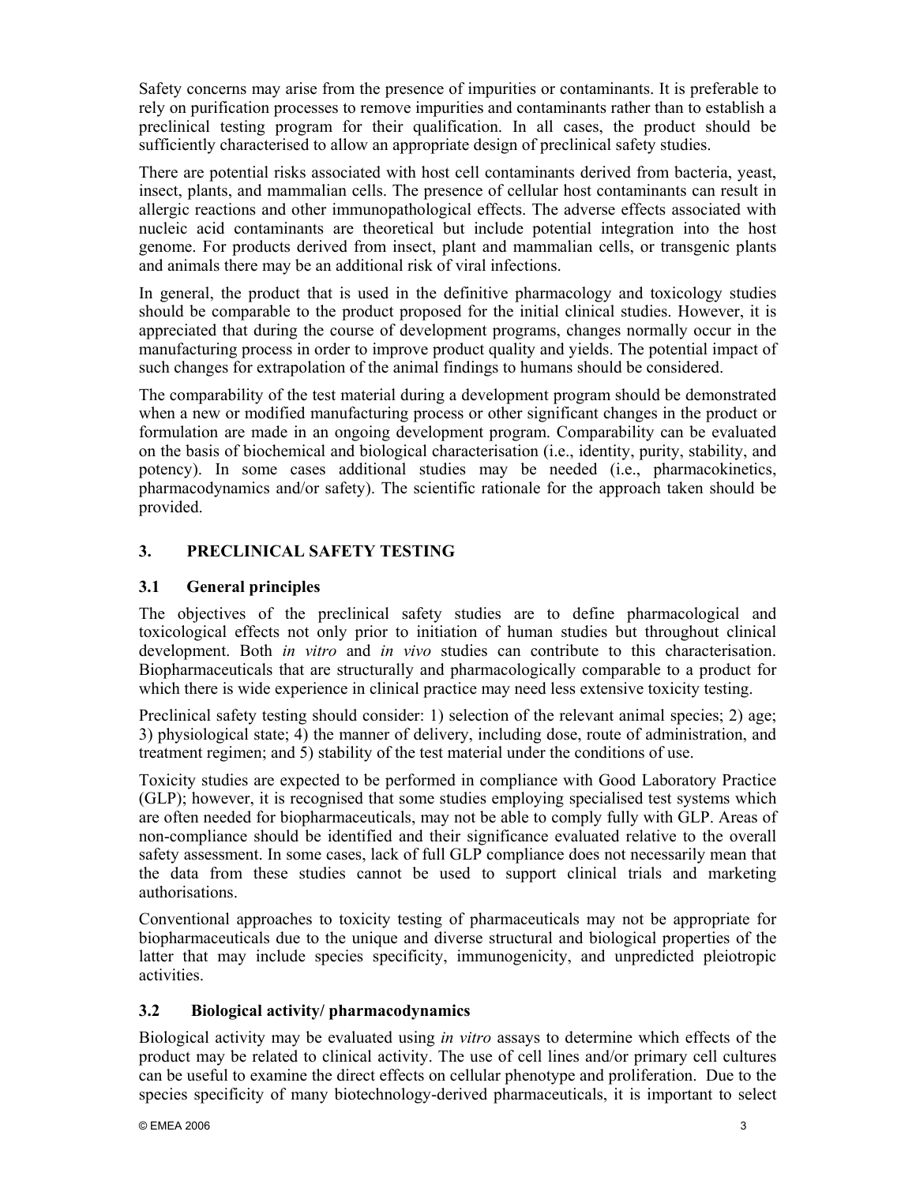Safety concerns may arise from the presence of impurities or contaminants. It is preferable to rely on purification processes to remove impurities and contaminants rather than to establish a preclinical testing program for their qualification. In all cases, the product should be sufficiently characterised to allow an appropriate design of preclinical safety studies.

There are potential risks associated with host cell contaminants derived from bacteria, yeast, insect, plants, and mammalian cells. The presence of cellular host contaminants can result in allergic reactions and other immunopathological effects. The adverse effects associated with nucleic acid contaminants are theoretical but include potential integration into the host genome. For products derived from insect, plant and mammalian cells, or transgenic plants and animals there may be an additional risk of viral infections.

In general, the product that is used in the definitive pharmacology and toxicology studies should be comparable to the product proposed for the initial clinical studies. However, it is appreciated that during the course of development programs, changes normally occur in the manufacturing process in order to improve product quality and yields. The potential impact of such changes for extrapolation of the animal findings to humans should be considered.

The comparability of the test material during a development program should be demonstrated when a new or modified manufacturing process or other significant changes in the product or formulation are made in an ongoing development program. Comparability can be evaluated on the basis of biochemical and biological characterisation (i.e., identity, purity, stability, and potency). In some cases additional studies may be needed (i.e., pharmacokinetics, pharmacodynamics and/or safety). The scientific rationale for the approach taken should be provided.

## 3. PRECLINICAL SAFETY TESTING

### 3.1 General principles

The objectives of the preclinical safety studies are to define pharmacological and toxicological effects not only prior to initiation of human studies but throughout clinical development. Both *in vitro* and *in vivo* studies can contribute to this characterisation. Biopharmaceuticals that are structurally and pharmacologically comparable to a product for which there is wide experience in clinical practice may need less extensive toxicity testing.

Preclinical safety testing should consider: 1) selection of the relevant animal species; 2) age; 3) physiological state; 4) the manner of delivery, including dose, route of administration, and treatment regimen; and 5) stability of the test material under the conditions of use.

Toxicity studies are expected to be performed in compliance with Good Laboratory Practice (GLP); however, it is recognised that some studies employing specialised test systems which are often needed for biopharmaceuticals, may not be able to comply fully with GLP. Areas of non-compliance should be identified and their significance evaluated relative to the overall safety assessment. In some cases, lack of full GLP compliance does not necessarily mean that the data from these studies cannot be used to support clinical trials and marketing authorisations.

Conventional approaches to toxicity testing of pharmaceuticals may not be appropriate for biopharmaceuticals due to the unique and diverse structural and biological properties of the latter that may include species specificity, immunogenicity, and unpredicted pleiotropic activities.

### 3.2 Biological activity/ pharmacodynamics

Biological activity may be evaluated using *in vitro* assays to determine which effects of the product may be related to clinical activity. The use of cell lines and/or primary cell cultures can be useful to examine the direct effects on cellular phenotype and proliferation. Due to the species specificity of many biotechnology-derived pharmaceuticals, it is important to select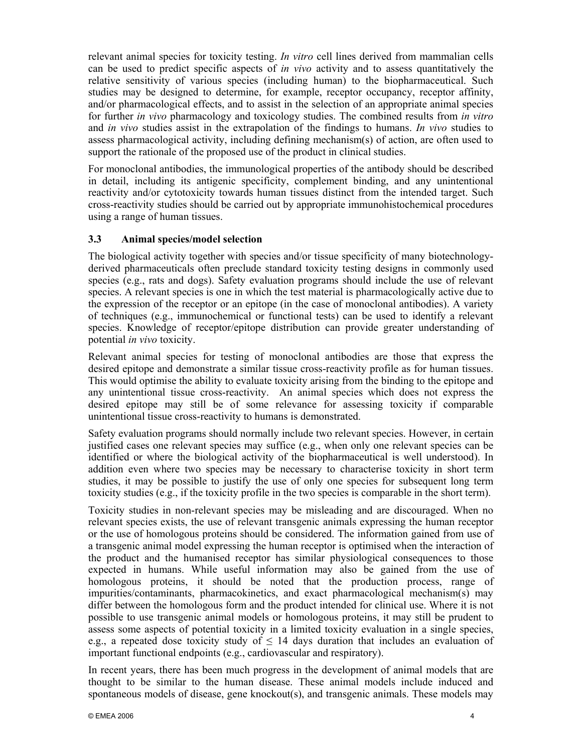relevant animal species for toxicity testing. *In vitro* cell lines derived from mammalian cells can be used to predict specific aspects of *in vivo* activity and to assess quantitatively the relative sensitivity of various species (including human) to the biopharmaceutical. Such studies may be designed to determine, for example, receptor occupancy, receptor affinity, and/or pharmacological effects, and to assist in the selection of an appropriate animal species for further *in vivo* pharmacology and toxicology studies. The combined results from *in vitro* and *in vivo* studies assist in the extrapolation of the findings to humans. *In vivo* studies to assess pharmacological activity, including defining mechanism(s) of action, are often used to support the rationale of the proposed use of the product in clinical studies.

For monoclonal antibodies, the immunological properties of the antibody should be described in detail, including its antigenic specificity, complement binding, and any unintentional reactivity and/or cytotoxicity towards human tissues distinct from the intended target. Such cross-reactivity studies should be carried out by appropriate immunohistochemical procedures using a range of human tissues.

### 3.3 Animal species/model selection

The biological activity together with species and/or tissue specificity of many biotechnology-derived pharmaceuticals often preclude standard toxicity testing designs in commonly used species (e.g., rats and dogs). Safety evaluation programs should include the use of relevant species. A relevant species is one in which the test material is pharmacologically active due to the expression of the receptor or an epitope (in the case of monoclonal antibodies). A variety of techniques (e.g., immunochemical or functional tests) can be used to identify a relevant species. Knowledge of receptor/epitope distribution can provide greater understanding of potential *in vivo* toxicity.

Relevant animal species for testing of monoclonal antibodies are those that express the desired epitope and demonstrate a similar tissue cross-reactivity profile as for human tissues. This would optimise the ability to evaluate toxicity arising from the binding to the epitope and any unintentional tissue cross-reactivity. An animal species which does not express the desired epitope may still be of some relevance for assessing toxicity if comparable unintentional tissue cross-reactivity to humans is demonstrated.

Safety evaluation programs should normally include two relevant species. However, in certain justified cases one relevant species may suffice (e.g., when only one relevant species can be identified or where the biological activity of the biopharmaceutical is well understood). In addition even where two species may be necessary to characterise toxicity in short term studies, it may be possible to justify the use of only one species for subsequent long term toxicity studies (e.g., if the toxicity profile in the two species is comparable in the short term).

Toxicity studies in non-relevant species may be misleading and are discouraged. When no relevant species exists, the use of relevant transgenic animals expressing the human receptor or the use of homologous proteins should be considered. The information gained from use of a transgenic animal model expressing the human receptor is optimised when the interaction of the product and the humanised receptor has similar physiological consequences to those expected in humans. While useful information may also be gained from the use of homologous proteins, it should be noted that the production process, range of impurities/contaminants, pharmacokinetics, and exact pharmacological mechanism(s) may differ between the homologous form and the product intended for clinical use. Where it is not possible to use transgenic animal models or homologous proteins, it may still be prudent to assess some aspects of potential toxicity in a limited toxicity evaluation in a single species, e.g., a repeated dose toxicity study of $\leq$ 14 days duration that includes an evaluation of important functional endpoints (e.g., cardiovascular and respiratory).

In recent years, there has been much progress in the development of animal models that are thought to be similar to the human disease. These animal models include induced and spontaneous models of disease, gene knockout(s), and transgenic animals. These models may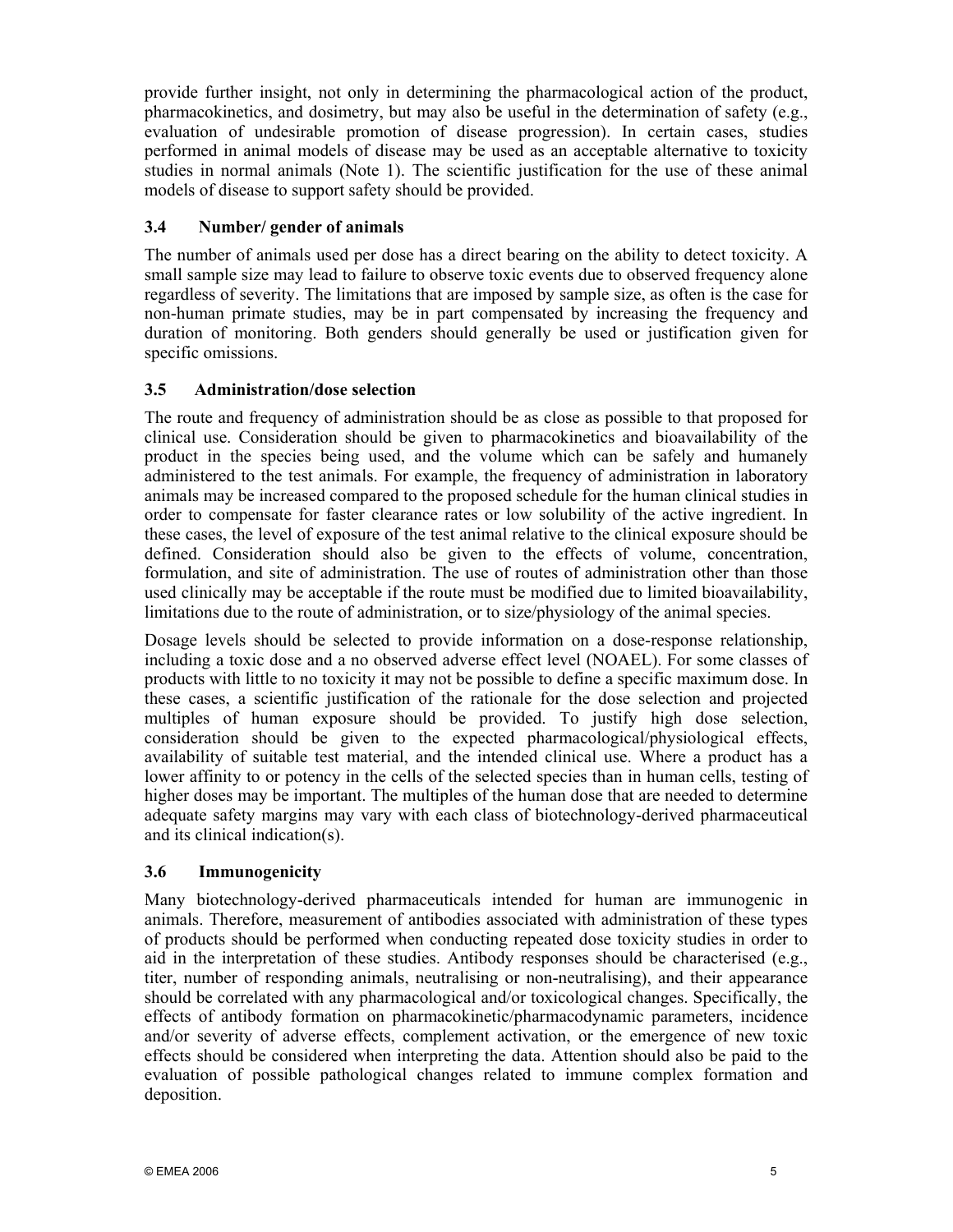provide further insight, not only in determining the pharmacological action of the product, pharmacokinetics, and dosimetry, but may also be useful in the determination of safety (e.g., evaluation of undesirable promotion of disease progression). In certain cases, studies performed in animal models of disease may be used as an acceptable alternative to toxicity studies in normal animals (Note 1). The scientific justification for the use of these animal models of disease to support safety should be provided.

### 3.4 Number/ gender of animals

The number of animals used per dose has a direct bearing on the ability to detect toxicity. A small sample size may lead to failure to observe toxic events due to observed frequency alone regardless of severity. The limitations that are imposed by sample size, as often is the case for non-human primate studies, may be in part compensated by increasing the frequency and duration of monitoring. Both genders should generally be used or justification given for specific omissions.

### 3.5 Administration/dose selection

The route and frequency of administration should be as close as possible to that proposed for clinical use. Consideration should be given to pharmacokinetics and bioavailability of the product in the species being used, and the volume which can be safely and humanely administered to the test animals. For example, the frequency of administration in laboratory animals may be increased compared to the proposed schedule for the human clinical studies in order to compensate for faster clearance rates or low solubility of the active ingredient. In these cases, the level of exposure of the test animal relative to the clinical exposure should be defined. Consideration should also be given to the effects of volume, concentration, formulation, and site of administration. The use of routes of administration other than those used clinically may be acceptable if the route must be modified due to limited bioavailability, limitations due to the route of administration, or to size/physiology of the animal species.

Dosage levels should be selected to provide information on a dose-response relationship, including a toxic dose and a no observed adverse effect level (NOAEL). For some classes of products with little to no toxicity it may not be possible to define a specific maximum dose. In these cases, a scientific justification of the rationale for the dose selection and projected multiples of human exposure should be provided. To justify high dose selection, consideration should be given to the expected pharmacological/physiological effects, availability of suitable test material, and the intended clinical use. Where a product has a lower affinity to or potency in the cells of the selected species than in human cells, testing of higher doses may be important. The multiples of the human dose that are needed to determine adequate safety margins may vary with each class of biotechnology-derived pharmaceutical and its clinical indication(s).

### 3.6 Immunogenicity

Many biotechnology-derived pharmaceuticals intended for human are immunogenic in animals. Therefore, measurement of antibodies associated with administration of these types of products should be performed when conducting repeated dose toxicity studies in order to aid in the interpretation of these studies. Antibody responses should be characterised (e.g., titer, number of responding animals, neutralising or non-neutralising), and their appearance should be correlated with any pharmacological and/or toxicological changes. Specifically, the effects of antibody formation on pharmacokinetic/pharmacodynamic parameters, incidence and/or severity of adverse effects, complement activation, or the emergence of new toxic effects should be considered when interpreting the data. Attention should also be paid to the evaluation of possible pathological changes related to immune complex formation and deposition.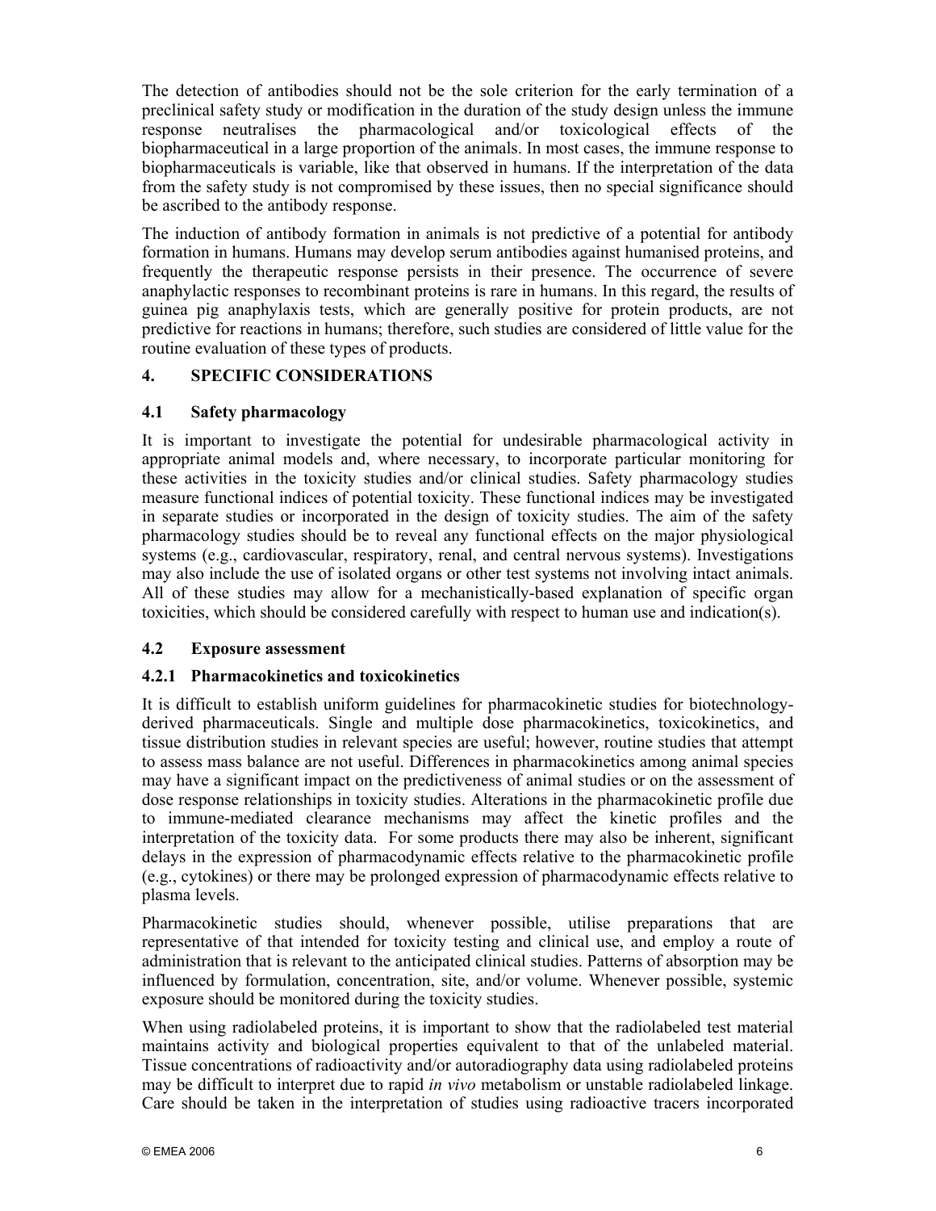The detection of antibodies should not be the sole criterion for the early termination of a preclinical safety study or modification in the duration of the study design unless the immune response neutralises the pharmacological and/or toxicological effects of the biopharmaceutical in a large proportion of the animals. In most cases, the immune response to biopharmaceuticals is variable, like that observed in humans. If the interpretation of the data from the safety study is not compromised by these issues, then no special significance should be ascribed to the antibody response.

The induction of antibody formation in animals is not predictive of a potential for antibody formation in humans. Humans may develop serum antibodies against humanised proteins, and frequently the therapeutic response persists in their presence. The occurrence of severe anaphylactic responses to recombinant proteins is rare in humans. In this regard, the results of guinea pig anaphylaxis tests, which are generally positive for protein products, are not predictive for reactions in humans; therefore, such studies are considered of little value for the routine evaluation of these types of products.

## 4. SPECIFIC CONSIDERATIONS

### 4.1 Safety pharmacology

It is important to investigate the potential for undesirable pharmacological activity in appropriate animal models and, where necessary, to incorporate particular monitoring for these activities in the toxicity studies and/or clinical studies. Safety pharmacology studies measure functional indices of potential toxicity. These functional indices may be investigated in separate studies or incorporated in the design of toxicity studies. The aim of the safety pharmacology studies should be to reveal any functional effects on the major physiological systems (e.g., cardiovascular, respiratory, renal, and central nervous systems). Investigations may also include the use of isolated organs or other test systems not involving intact animals. All of these studies may allow for a mechanistically-based explanation of specific organ toxicities, which should be considered carefully with respect to human use and indication(s).

### 4.2 Exposure assessment

#### 4.2.1 Pharmacokinetics and toxicokinetics

It is difficult to establish uniform guidelines for pharmacokinetic studies for biotechnology-derived pharmaceuticals. Single and multiple dose pharmacokinetics, toxicokinetics, and tissue distribution studies in relevant species are useful; however, routine studies that attempt to assess mass balance are not useful. Differences in pharmacokinetics among animal species may have a significant impact on the predictiveness of animal studies or on the assessment of dose response relationships in toxicity studies. Alterations in the pharmacokinetic profile due to immune-mediated clearance mechanisms may affect the kinetic profiles and the interpretation of the toxicity data. For some products there may also be inherent, significant delays in the expression of pharmacodynamic effects relative to the pharmacokinetic profile (e.g., cytokines) or there may be prolonged expression of pharmacodynamic effects relative to plasma levels.

Pharmacokinetic studies should, whenever possible, utilise preparations that are representative of that intended for toxicity testing and clinical use, and employ a route of administration that is relevant to the anticipated clinical studies. Patterns of absorption may be influenced by formulation, concentration, site, and/or volume. Whenever possible, systemic exposure should be monitored during the toxicity studies.

When using radiolabeled proteins, it is important to show that the radiolabeled test material maintains activity and biological properties equivalent to that of the unlabeled material. Tissue concentrations of radioactivity and/or autoradiography data using radiolabeled proteins may be difficult to interpret due to rapid *in vivo* metabolism or unstable radiolabeled linkage. Care should be taken in the interpretation of studies using radioactive tracers incorporated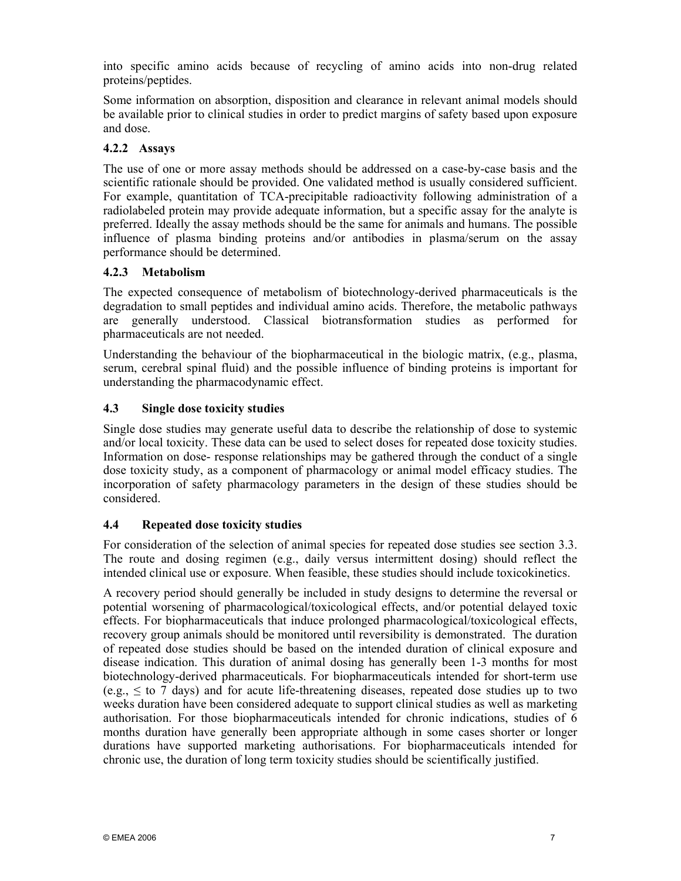into specific amino acids because of recycling of amino acids into non-drug related proteins/peptides.

Some information on absorption, disposition and clearance in relevant animal models should be available prior to clinical studies in order to predict margins of safety based upon exposure and dose.

### 4.2.2 Assays

The use of one or more assay methods should be addressed on a case-by-case basis and the scientific rationale should be provided. One validated method is usually considered sufficient. For example, quantitation of TCA-precipitable radioactivity following administration of a radiolabeled protein may provide adequate information, but a specific assay for the analyte is preferred. Ideally the assay methods should be the same for animals and humans. The possible influence of plasma binding proteins and/or antibodies in plasma/serum on the assay performance should be determined.

### 4.2.3 Metabolism

The expected consequence of metabolism of biotechnology-derived pharmaceuticals is the degradation to small peptides and individual amino acids. Therefore, the metabolic pathways are generally understood. Classical biotransformation studies as performed for pharmaceuticals are not needed.

Understanding the behaviour of the biopharmaceutical in the biologic matrix, (e.g., plasma, serum, cerebral spinal fluid) and the possible influence of binding proteins is important for understanding the pharmacodynamic effect.

## 4.3 Single dose toxicity studies

Single dose studies may generate useful data to describe the relationship of dose to systemic and/or local toxicity. These data can be used to select doses for repeated dose toxicity studies. Information on dose- response relationships may be gathered through the conduct of a single dose toxicity study, as a component of pharmacology or animal model efficacy studies. The incorporation of safety pharmacology parameters in the design of these studies should be considered.

## 4.4 Repeated dose toxicity studies

For consideration of the selection of animal species for repeated dose studies see section 3.3. The route and dosing regimen (e.g., daily versus intermittent dosing) should reflect the intended clinical use or exposure. When feasible, these studies should include toxicokinetics.

A recovery period should generally be included in study designs to determine the reversal or potential worsening of pharmacological/toxicological effects, and/or potential delayed toxic effects. For biopharmaceuticals that induce prolonged pharmacological/toxicological effects, recovery group animals should be monitored until reversibility is demonstrated. The duration of repeated dose studies should be based on the intended duration of clinical exposure and disease indication. This duration of animal dosing has generally been 1-3 months for most biotechnology-derived pharmaceuticals. For biopharmaceuticals intended for short-term use (e.g., ≤ to 7 days) and for acute life-threatening diseases, repeated dose studies up to two weeks duration have been considered adequate to support clinical studies as well as marketing authorisation. For those biopharmaceuticals intended for chronic indications, studies of 6 months duration have generally been appropriate although in some cases shorter or longer durations have supported marketing authorisations. For biopharmaceuticals intended for chronic use, the duration of long term toxicity studies should be scientifically justified.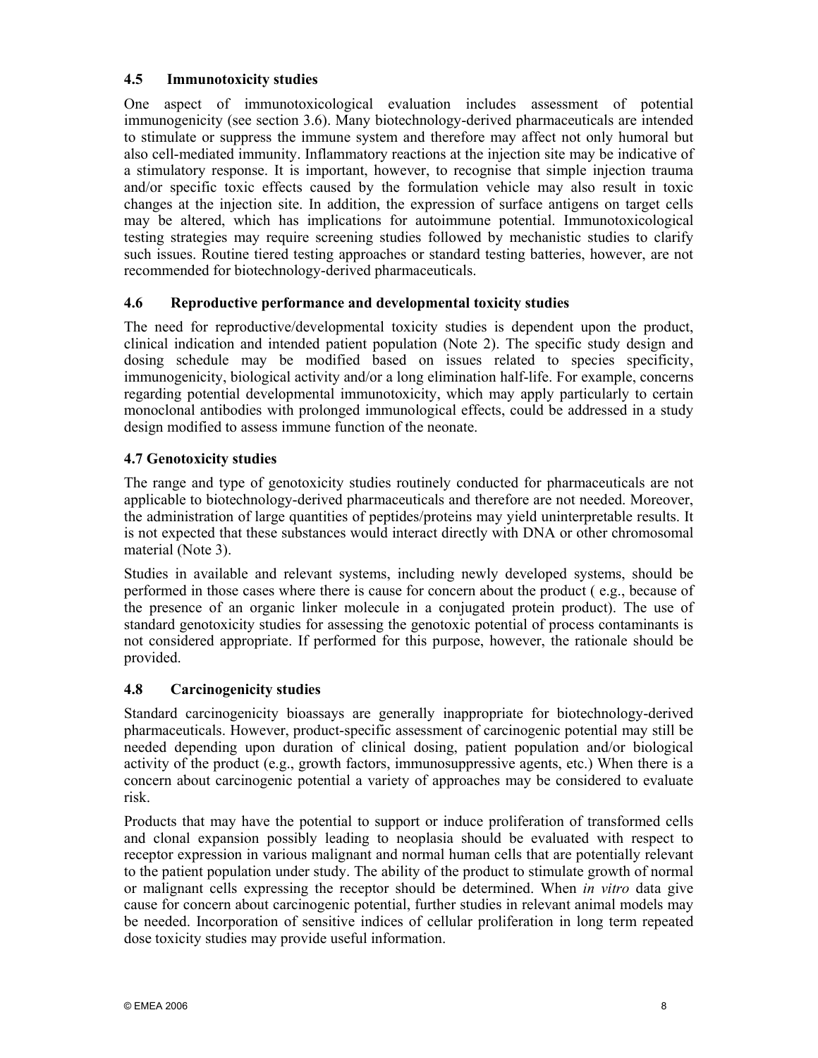### 4.5 Immunotoxicity studies

One aspect of immunotoxicological evaluation includes assessment of potential immunogenicity (see section 3.6). Many biotechnology-derived pharmaceuticals are intended to stimulate or suppress the immune system and therefore may affect not only humoral but also cell-mediated immunity. Inflammatory reactions at the injection site may be indicative of a stimulatory response. It is important, however, to recognise that simple injection trauma and/or specific toxic effects caused by the formulation vehicle may also result in toxic changes at the injection site. In addition, the expression of surface antigens on target cells may be altered, which has implications for autoimmune potential. Immunotoxicological testing strategies may require screening studies followed by mechanistic studies to clarify such issues. Routine tiered testing approaches or standard testing batteries, however, are not recommended for biotechnology-derived pharmaceuticals.

### 4.6 Reproductive performance and developmental toxicity studies

The need for reproductive/developmental toxicity studies is dependent upon the product, clinical indication and intended patient population (Note 2). The specific study design and dosing schedule may be modified based on issues related to species specificity, immunogenicity, biological activity and/or a long elimination half-life. For example, concerns regarding potential developmental immunotoxicity, which may apply particularly to certain monoclonal antibodies with prolonged immunological effects, could be addressed in a study design modified to assess immune function of the neonate.

### 4.7 Genotoxicity studies

The range and type of genotoxicity studies routinely conducted for pharmaceuticals are not applicable to biotechnology-derived pharmaceuticals and therefore are not needed. Moreover, the administration of large quantities of peptides/proteins may yield uninterpretable results. It is not expected that these substances would interact directly with DNA or other chromosomal material (Note 3).

Studies in available and relevant systems, including newly developed systems, should be performed in those cases where there is cause for concern about the product ( e.g., because of the presence of an organic linker molecule in a conjugated protein product). The use of standard genotoxicity studies for assessing the genotoxic potential of process contaminants is not considered appropriate. If performed for this purpose, however, the rationale should be provided.

### 4.8 Carcinogenicity studies

Standard carcinogenicity bioassays are generally inappropriate for biotechnology-derived pharmaceuticals. However, product-specific assessment of carcinogenic potential may still be needed depending upon duration of clinical dosing, patient population and/or biological activity of the product (e.g., growth factors, immunosuppressive agents, etc.) When there is a concern about carcinogenic potential a variety of approaches may be considered to evaluate risk.

Products that may have the potential to support or induce proliferation of transformed cells and clonal expansion possibly leading to neoplasia should be evaluated with respect to receptor expression in various malignant and normal human cells that are potentially relevant to the patient population under study. The ability of the product to stimulate growth of normal or malignant cells expressing the receptor should be determined. When *in vitro* data give cause for concern about carcinogenic potential, further studies in relevant animal models may be needed. Incorporation of sensitive indices of cellular proliferation in long term repeated dose toxicity studies may provide useful information.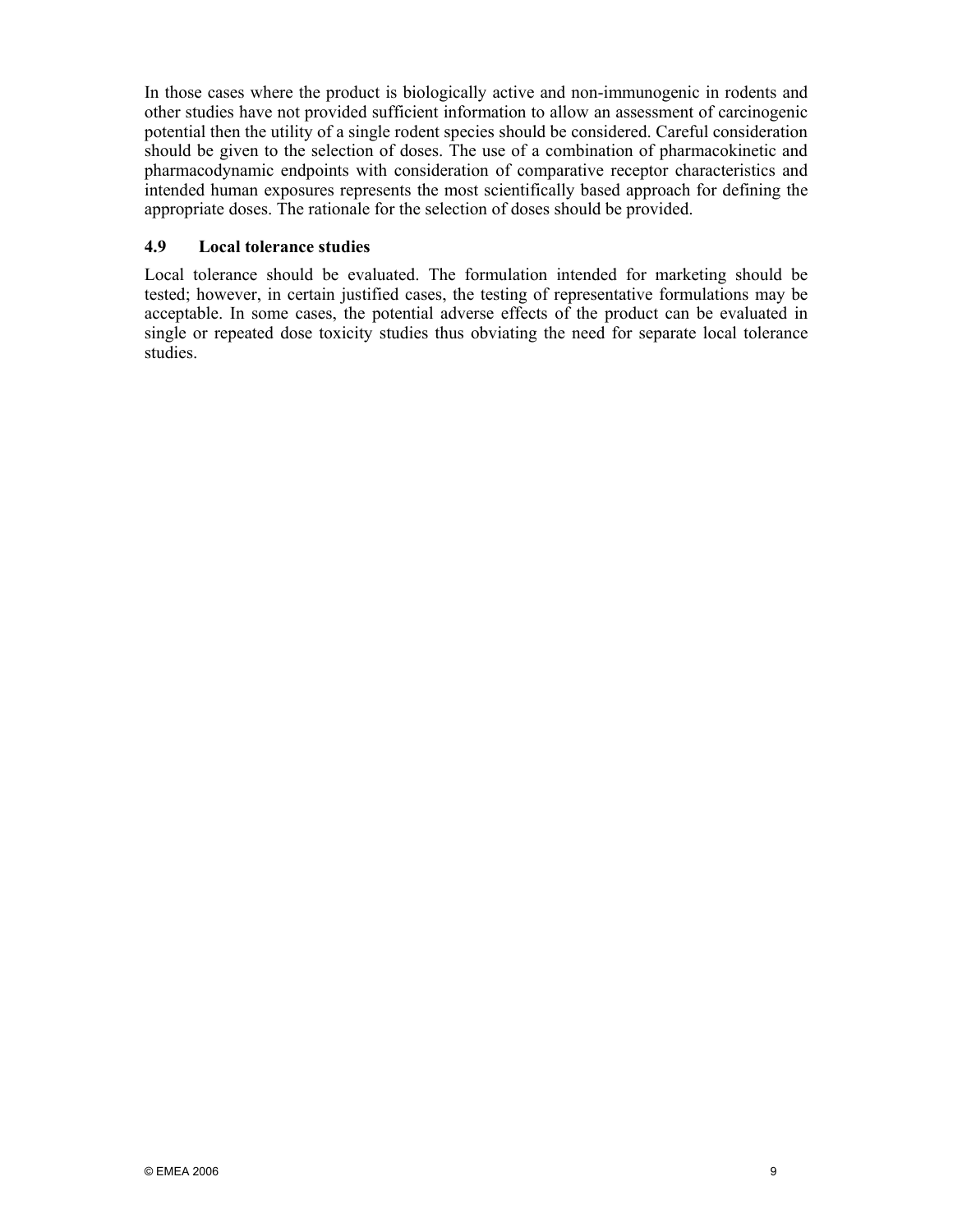In those cases where the product is biologically active and non-immunogenic in rodents and other studies have not provided sufficient information to allow an assessment of carcinogenic potential then the utility of a single rodent species should be considered. Careful consideration should be given to the selection of doses. The use of a combination of pharmacokinetic and pharmacodynamic endpoints with consideration of comparative receptor characteristics and intended human exposures represents the most scientifically based approach for defining the appropriate doses. The rationale for the selection of doses should be provided.

### 4.9 Local tolerance studies

Local tolerance should be evaluated. The formulation intended for marketing should be tested; however, in certain justified cases, the testing of representative formulations may be acceptable. In some cases, the potential adverse effects of the product can be evaluated in single or repeated dose toxicity studies thus obviating the need for separate local tolerance studies.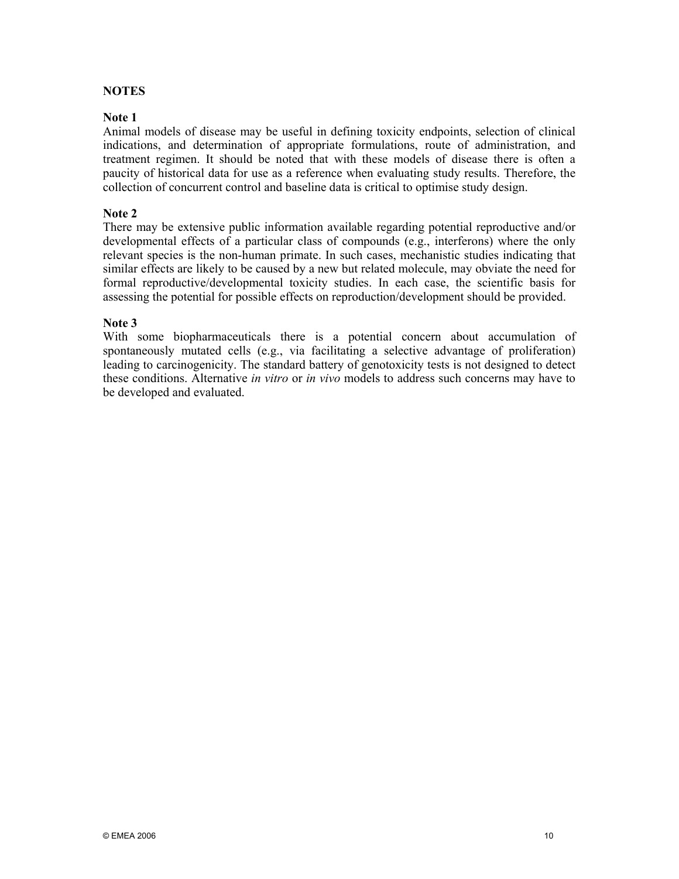## NOTES

### Note 1

Animal models of disease may be useful in defining toxicity endpoints, selection of clinical indications, and determination of appropriate formulations, route of administration, and treatment regimen. It should be noted that with these models of disease there is often a paucity of historical data for use as a reference when evaluating study results. Therefore, the collection of concurrent control and baseline data is critical to optimise study design.

### Note 2

There may be extensive public information available regarding potential reproductive and/or developmental effects of a particular class of compounds (e.g., interferons) where the only relevant species is the non-human primate. In such cases, mechanistic studies indicating that similar effects are likely to be caused by a new but related molecule, may obviate the need for formal reproductive/developmental toxicity studies. In each case, the scientific basis for assessing the potential for possible effects on reproduction/development should be provided.

### Note 3

With some biopharmaceuticals there is a potential concern about accumulation of spontaneously mutated cells (e.g., via facilitating a selective advantage of proliferation) leading to carcinogenicity. The standard battery of genotoxicity tests is not designed to detect these conditions. Alternative *in vitro* or *in vivo* models to address such concerns may have to be developed and evaluated.